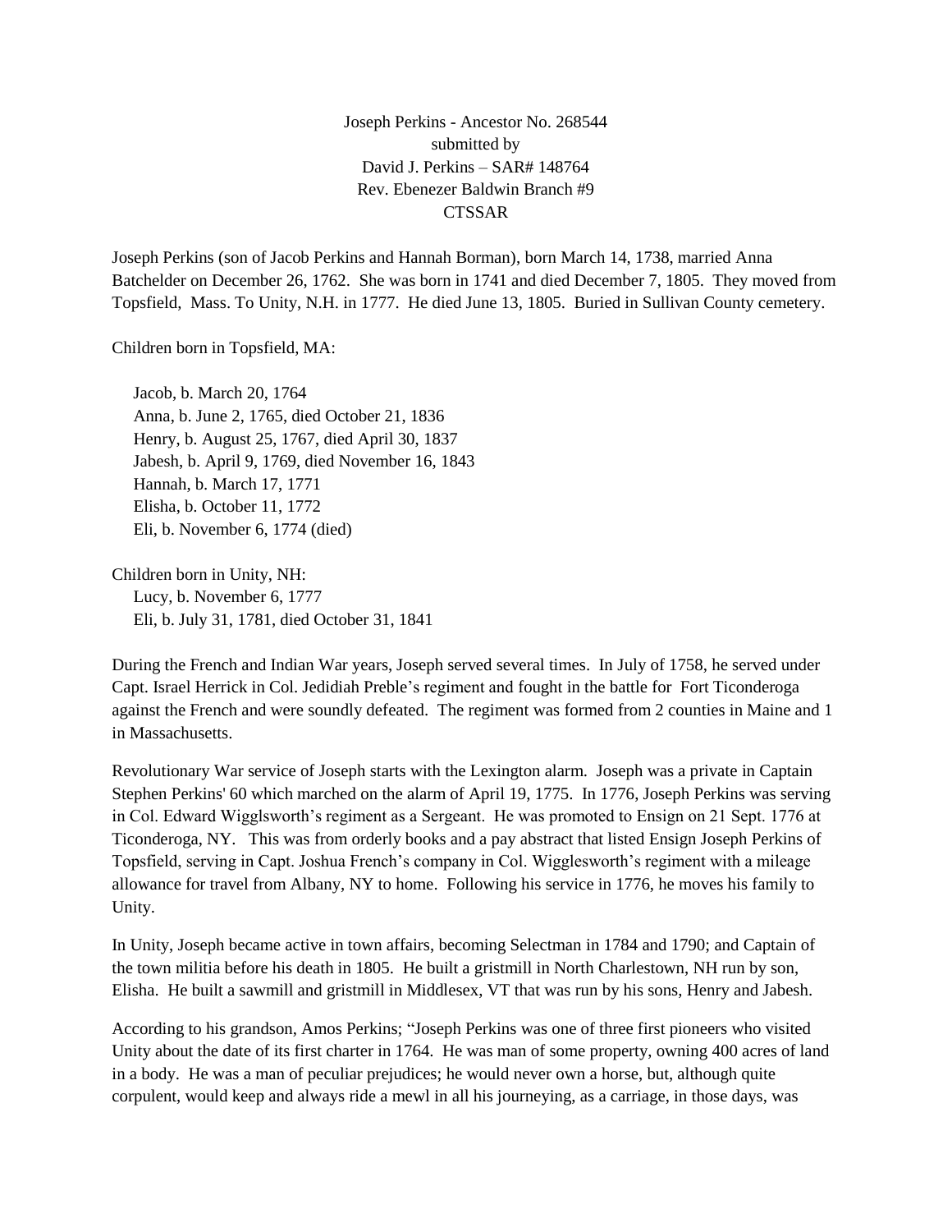Joseph Perkins - Ancestor No. 268544
submitted by
David J. Perkins – SAR# 148764
Rev. Ebenezer Baldwin Branch #9
CTSSAR

Joseph Perkins (son of Jacob Perkins and Hannah Borman), born March 14, 1738, married Anna Batchelder on December 26, 1762. She was born in 1741 and died December 7, 1805. They moved from Topsfield, Mass. To Unity, N.H. in 1777. He died June 13, 1805. Buried in Sullivan County cemetery.

Children born in Topsfield, MA:

- Jacob, b. March 20, 1764
- Anna, b. June 2, 1765, died October 21, 1836
- Henry, b. August 25, 1767, died April 30, 1837
- Jabesh, b. April 9, 1769, died November 16, 1843
- Hannah, b. March 17, 1771
- Elisha, b. October 11, 1772
- Eli, b. November 6, 1774 (died)

Children born in Unity, NH:

- Lucy, b. November 6, 1777
- Eli, b. July 31, 1781, died October 31, 1841

During the French and Indian War years, Joseph served several times. In July of 1758, he served under Capt. Israel Herrick in Col. Jedidiah Preble's regiment and fought in the battle for Fort Ticonderoga against the French and were soundly defeated. The regiment was formed from 2 counties in Maine and 1 in Massachusetts.

Revolutionary War service of Joseph starts with the Lexington alarm. Joseph was a private in Captain Stephen Perkins' 60 which marched on the alarm of April 19, 1775. In 1776, Joseph Perkins was serving in Col. Edward Wigglsworth's regiment as a Sergeant. He was promoted to Ensign on 21 Sept. 1776 at Ticonderoga, NY. This was from orderly books and a pay abstract that listed Ensign Joseph Perkins of Topsfield, serving in Capt. Joshua French's company in Col. Wigglesworth's regiment with a mileage allowance for travel from Albany, NY to home. Following his service in 1776, he moves his family to Unity.

In Unity, Joseph became active in town affairs, becoming Selectman in 1784 and 1790; and Captain of the town militia before his death in 1805. He built a gristmill in North Charlestown, NH run by son, Elisha. He built a sawmill and gristmill in Middlesex, VT that was run by his sons, Henry and Jabesh.

According to his grandson, Amos Perkins; "Joseph Perkins was one of three first pioneers who visited Unity about the date of its first charter in 1764. He was man of some property, owning 400 acres of land in a body. He was a man of peculiar prejudices; he would never own a horse, but, although quite corpulent, would keep and always ride a mewl in all his journeying, as a carriage, in those days, was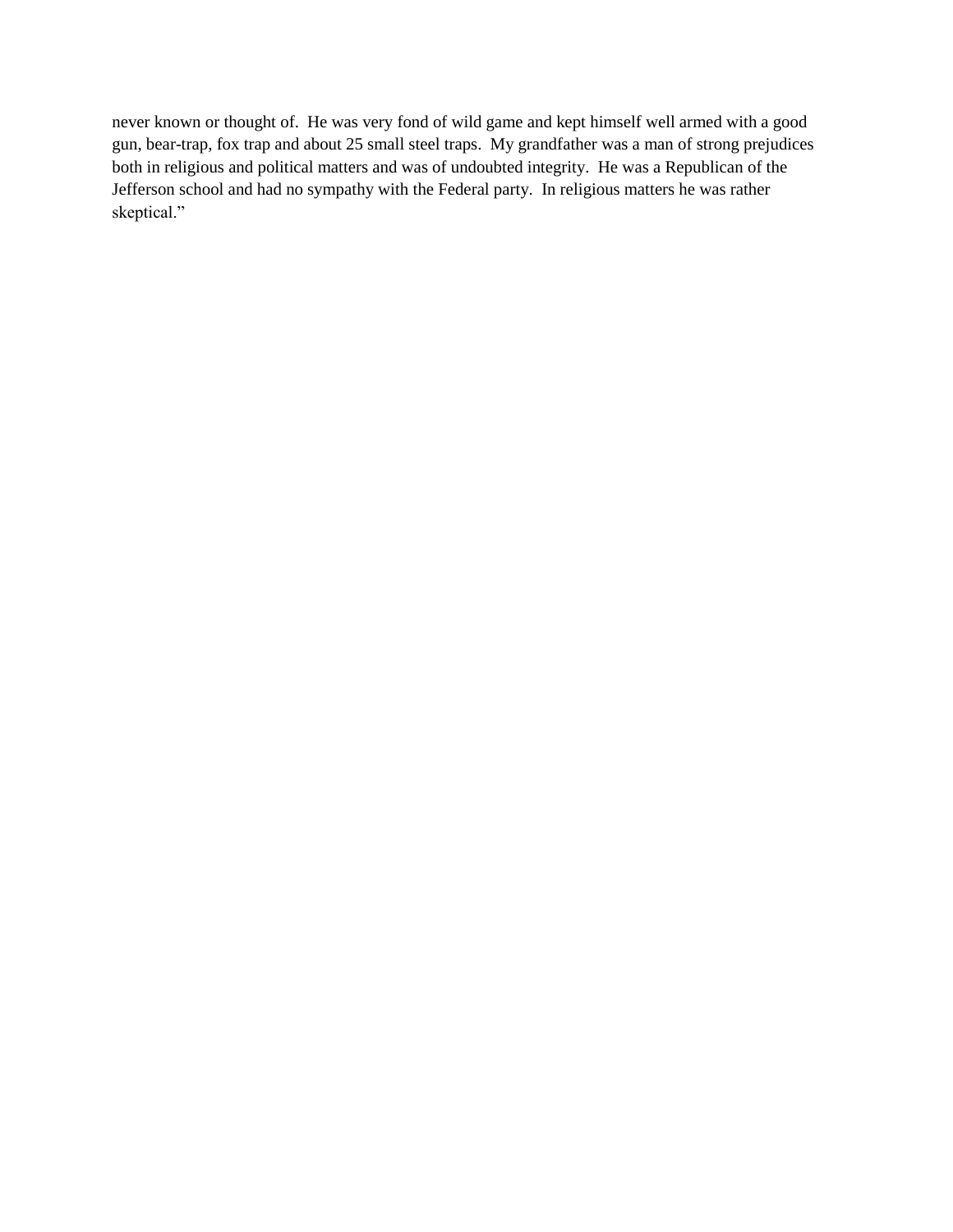never known or thought of. He was very fond of wild game and kept himself well armed with a good gun, bear-trap, fox trap and about 25 small steel traps. My grandfather was a man of strong prejudices both in religious and political matters and was of undoubted integrity. He was a Republican of the Jefferson school and had no sympathy with the Federal party. In religious matters he was rather skeptical."